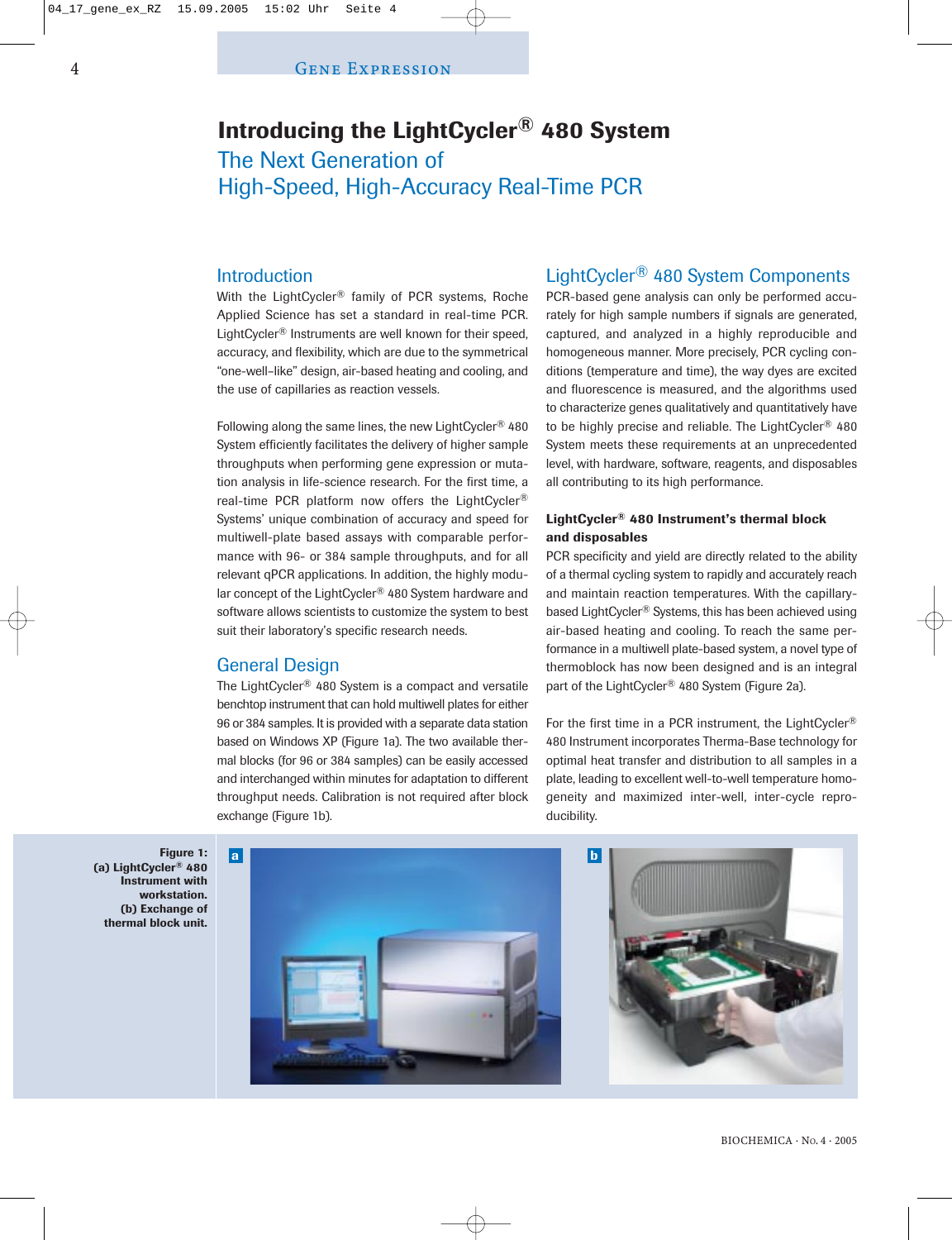# Introducing the LightCycler® 480 System

## The Next Generation of High-Speed, High-Accuracy Real-Time PCR

## Introduction

With the LightCycler® family of PCR systems, Roche Applied Science has set a standard in real-time PCR. LightCycler® Instruments are well known for their speed, accuracy, and flexibility, which are due to the symmetrical "one-well–like" design, air-based heating and cooling, and the use of capillaries as reaction vessels.

Following along the same lines, the new LightCycler® 480 System efficiently facilitates the delivery of higher sample throughputs when performing gene expression or mutation analysis in life-science research. For the first time, a real-time PCR platform now offers the LightCycler® Systems' unique combination of accuracy and speed for multiwell-plate based assays with comparable performance with 96- or 384 sample throughputs, and for all relevant qPCR applications. In addition, the highly modular concept of the LightCycler® 480 System hardware and software allows scientists to customize the system to best suit their laboratory's specific research needs.

## General Design

The LightCycler® 480 System is a compact and versatile benchtop instrument that can hold multiwell plates for either 96 or 384 samples. It is provided with a separate data station based on Windows XP (Figure 1a). The two available thermal blocks (for 96 or 384 samples) can be easily accessed and interchanged within minutes for adaptation to different throughput needs. Calibration is not required after block exchange (Figure 1b).

## LightCycler® 480 System Components

PCR-based gene analysis can only be performed accurately for high sample numbers if signals are generated, captured, and analyzed in a highly reproducible and homogeneous manner. More precisely, PCR cycling conditions (temperature and time), the way dyes are excited and fluorescence is measured, and the algorithms used to characterize genes qualitatively and quantitatively have to be highly precise and reliable. The LightCycler® 480 System meets these requirements at an unprecedented level, with hardware, software, reagents, and disposables all contributing to its high performance.

### LightCycler® 480 Instrument's thermal block and disposables

PCR specificity and yield are directly related to the ability of a thermal cycling system to rapidly and accurately reach and maintain reaction temperatures. With the capillary-based LightCycler® Systems, this has been achieved using air-based heating and cooling. To reach the same performance in a multiwell plate-based system, a novel type of thermoblock has now been designed and is an integral part of the LightCycler® 480 System (Figure 2a).

For the first time in a PCR instrument, the LightCycler® 480 Instrument incorporates Therma-Base technology for optimal heat transfer and distribution to all samples in a plate, leading to excellent well-to-well temperature homogeneity and maximized inter-well, inter-cycle reproducibility.

**Figure 1: (a) LightCycler® 480 Instrument with workstation. (b) Exchange of thermal block unit.**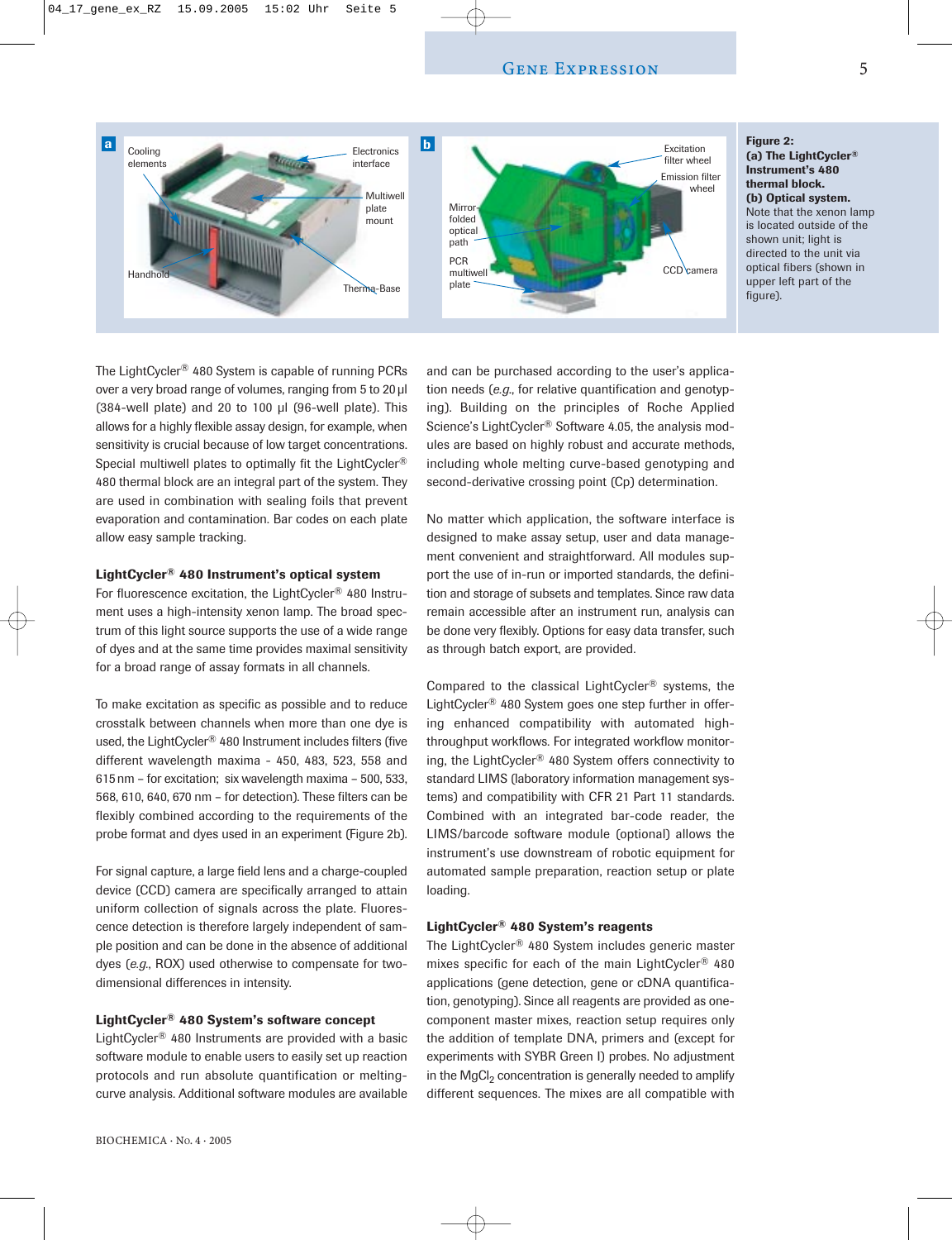**Figure 2:**
**(a) The LightCycler® Instrument's 480 thermal block.**
**(b) Optical system.** Note that the xenon lamp is located outside of the shown unit; light is directed to the unit via optical fibers (shown in upper left part of the figure).

The LightCycler® 480 System is capable of running PCRs over a very broad range of volumes, ranging from 5 to 20 µl (384-well plate) and 20 to 100 µl (96-well plate). This allows for a highly flexible assay design, for example, when sensitivity is crucial because of low target concentrations. Special multiwell plates to optimally fit the LightCycler® 480 thermal block are an integral part of the system. They are used in combination with sealing foils that prevent evaporation and contamination. Bar codes on each plate allow easy sample tracking.

### LightCycler® 480 Instrument's optical system

For fluorescence excitation, the LightCycler® 480 Instrument uses a high-intensity xenon lamp. The broad spectrum of this light source supports the use of a wide range of dyes and at the same time provides maximal sensitivity for a broad range of assay formats in all channels.

To make excitation as specific as possible and to reduce crosstalk between channels when more than one dye is used, the LightCycler® 480 Instrument includes filters (five different wavelength maxima - 450, 483, 523, 558 and 615 nm – for excitation; six wavelength maxima – 500, 533, 568, 610, 640, 670 nm – for detection). These filters can be flexibly combined according to the requirements of the probe format and dyes used in an experiment (Figure 2b).

For signal capture, a large field lens and a charge-coupled device (CCD) camera are specifically arranged to attain uniform collection of signals across the plate. Fluorescence detection is therefore largely independent of sample position and can be done in the absence of additional dyes (*e.g.*, ROX) used otherwise to compensate for two-dimensional differences in intensity.

### LightCycler® 480 System's software concept

LightCycler® 480 Instruments are provided with a basic software module to enable users to easily set up reaction protocols and run absolute quantification or melting-curve analysis. Additional software modules are available and can be purchased according to the user's application needs (*e.g.*, for relative quantification and genotyping). Building on the principles of Roche Applied Science's LightCycler® Software 4.05, the analysis modules are based on highly robust and accurate methods, including whole melting curve-based genotyping and second-derivative crossing point (Cp) determination.

No matter which application, the software interface is designed to make assay setup, user and data management convenient and straightforward. All modules support the use of in-run or imported standards, the definition and storage of subsets and templates. Since raw data remain accessible after an instrument run, analysis can be done very flexibly. Options for easy data transfer, such as through batch export, are provided.

Compared to the classical LightCycler® systems, the LightCycler® 480 System goes one step further in offering enhanced compatibility with automated high-throughput workflows. For integrated workflow monitoring, the LightCycler® 480 System offers connectivity to standard LIMS (laboratory information management systems) and compatibility with CFR 21 Part 11 standards. Combined with an integrated bar-code reader, the LIMS/barcode software module (optional) allows the instrument's use downstream of robotic equipment for automated sample preparation, reaction setup or plate loading.

### LightCycler® 480 System's reagents

The LightCycler® 480 System includes generic master mixes specific for each of the main LightCycler® 480 applications (gene detection, gene or cDNA quantification, genotyping). Since all reagents are provided as one-component master mixes, reaction setup requires only the addition of template DNA, primers and (except for experiments with SYBR Green I) probes. No adjustment in the $MgCl_2$ concentration is generally needed to amplify different sequences. The mixes are all compatible with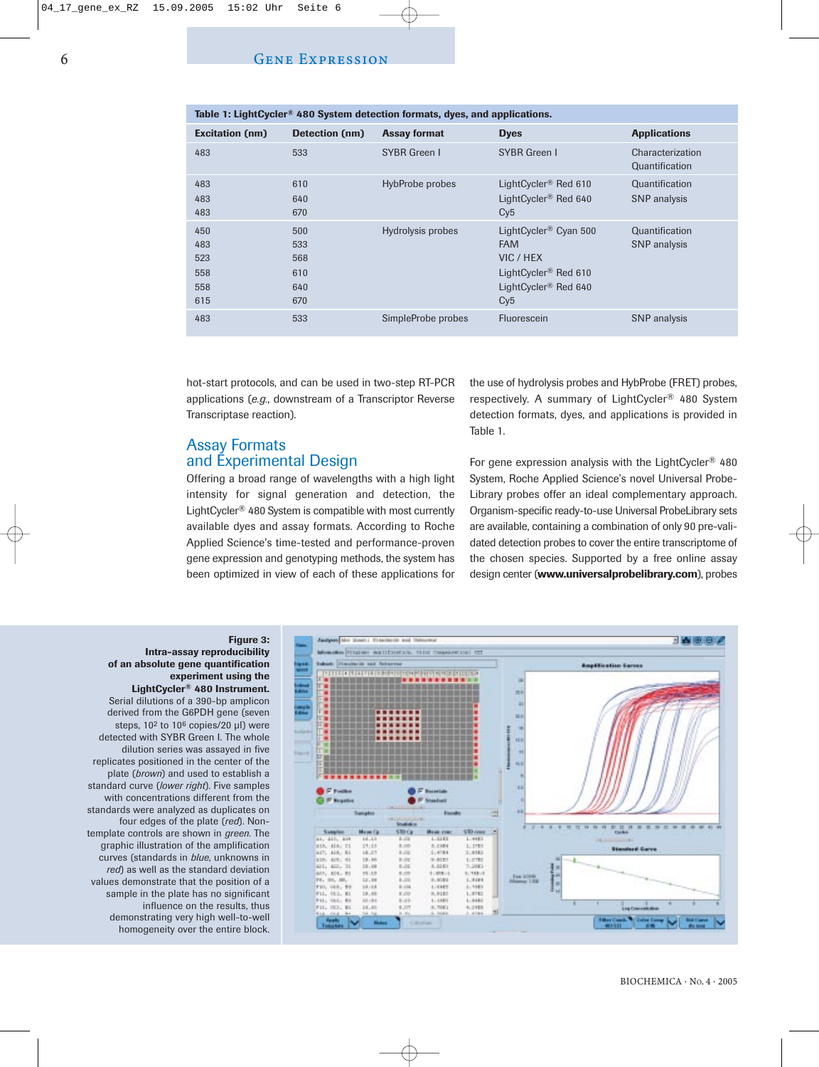**Table 1: LightCycler® 480 System detection formats, dyes, and applications.**

| Excitation (nm) | Detection (nm) | Assay format | Dyes | Applications |
|---|---|---|---|---|
| 483 | 533 | SYBR Green I | SYBR Green I | Characterization<br>Quantification |
| 483<br>483<br>483 | 610<br>640<br>670 | HybProbe probes | LightCycler® Red 610<br>LightCycler® Red 640<br>Cy5 | Quantification<br>SNP analysis |
| 450<br>483<br>523<br>558<br>558<br>615 | 500<br>533<br>568<br>610<br>640<br>670 | Hydrolysis probes | LightCycler® Cyan 500<br>FAM<br>VIC / HEX<br>LightCycler® Red 610<br>LightCycler® Red 640<br>Cy5 | Quantification<br>SNP analysis |
| 483 | 533 | SimpleProbe probes | Fluorescein | SNP analysis |

hot-start protocols, and can be used in two-step RT-PCR applications (*e.g.*, downstream of a Transcriptor Reverse Transcriptase reaction).

## Assay Formats and Experimental Design

Offering a broad range of wavelengths with a high light intensity for signal generation and detection, the LightCycler® 480 System is compatible with most currently available dyes and assay formats. According to Roche Applied Science's time-tested and performance-proven gene expression and genotyping methods, the system has been optimized in view of each of these applications for the use of hydrolysis probes and HybProbe (FRET) probes, respectively. A summary of LightCycler® 480 System detection formats, dyes, and applications is provided in Table 1.

For gene expression analysis with the LightCycler® 480 System, Roche Applied Science's novel Universal Probe-Library probes offer an ideal complementary approach. Organism-specific ready-to-use Universal ProbeLibrary sets are available, containing a combination of only 90 pre-validated detection probes to cover the entire transcriptome of the chosen species. Supported by a free online assay design center (**www.universalprobelibrary.com**), probes

**Figure 3: Intra-assay reproducibility of an absolute gene quantification experiment using the LightCycler® 480 Instrument.** Serial dilutions of a 390-bp amplicon derived from the G6PDH gene (seven steps, $10^2$ to $10^6$ copies/20 µl) were detected with SYBR Green I. The whole dilution series was assayed in five replicates positioned in the center of the plate (*brown*) and used to establish a standard curve (*lower right*). Five samples with concentrations different from the standards were analyzed as duplicates on four edges of the plate (*red*). Non-template controls are shown in *green*. The graphic illustration of the amplification curves (standards in *blue*, unknowns in *red*) as well as the standard deviation values demonstrate that the position of a sample in the plate has no significant influence on the results, thus demonstrating very high well-to-well homogeneity over the entire block.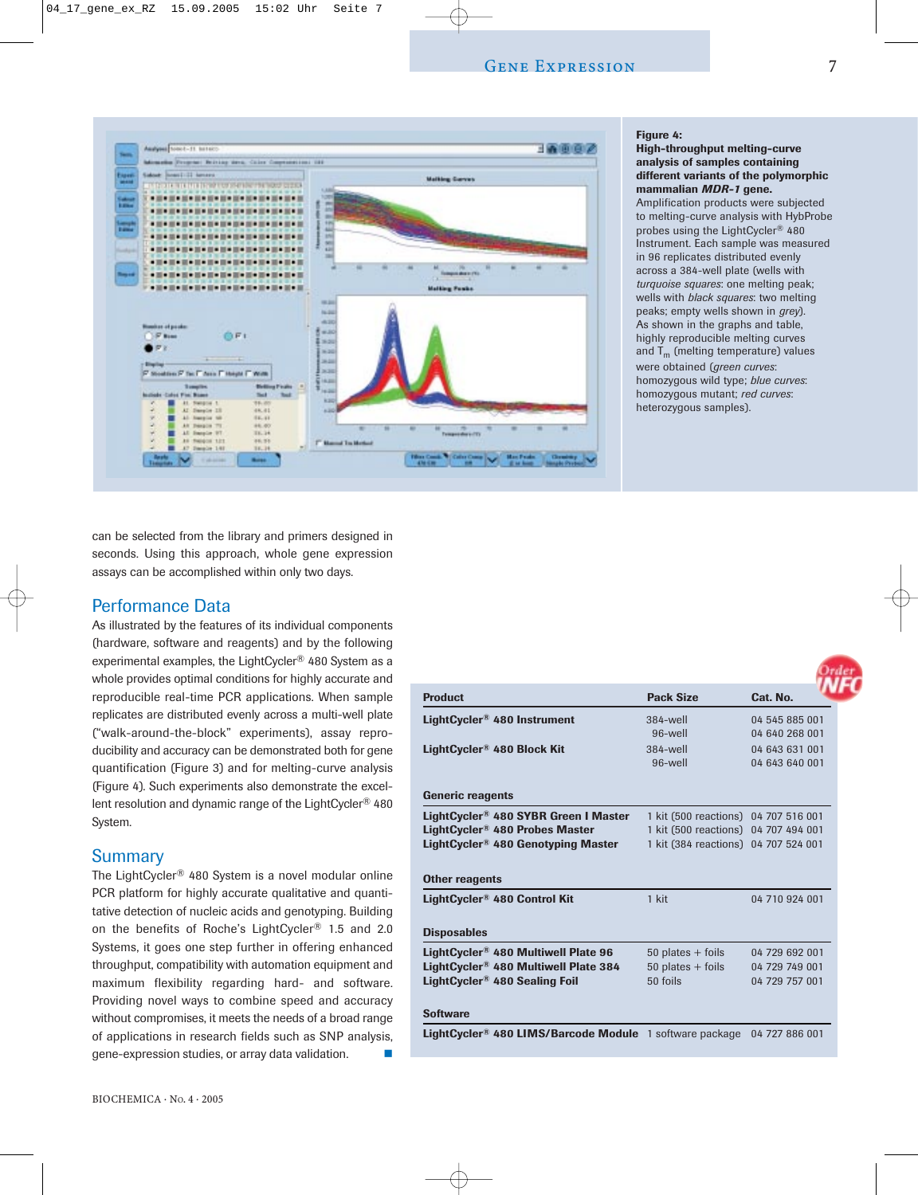Figure 4: **High-throughput melting-curve analysis of samples containing different variants of the polymorphic mammalian *MDR-1* gene.** Amplification products were subjected to melting-curve analysis with HybProbe probes using the LightCycler® 480 Instrument. Each sample was measured in 96 replicates distributed evenly across a 384-well plate (wells with *turquoise squares*: one melting peak; wells with *black squares*: two melting peaks; empty wells shown in *grey*). As shown in the graphs and table, highly reproducible melting curves and $T_m$ (melting temperature) values were obtained (*green curves*: homozygous wild type; *blue curves*: homozygous mutant; *red curves*: heterozygous samples).

can be selected from the library and primers designed in seconds. Using this approach, whole gene expression assays can be accomplished within only two days.

## Performance Data

As illustrated by the features of its individual components (hardware, software and reagents) and by the following experimental examples, the LightCycler® 480 System as a whole provides optimal conditions for highly accurate and reproducible real-time PCR applications. When sample replicates are distributed evenly across a multi-well plate ("walk-around-the-block" experiments), assay reproducibility and accuracy can be demonstrated both for gene quantification (Figure 3) and for melting-curve analysis (Figure 4). Such experiments also demonstrate the excellent resolution and dynamic range of the LightCycler® 480 System.

## Summary

The LightCycler® 480 System is a novel modular online PCR platform for highly accurate qualitative and quantitative detection of nucleic acids and genotyping. Building on the benefits of Roche's LightCycler® 1.5 and 2.0 Systems, it goes one step further in offering enhanced throughput, compatibility with automation equipment and maximum flexibility regarding hard- and software. Providing novel ways to combine speed and accuracy without compromises, it meets the needs of a broad range of applications in research fields such as SNP analysis, gene-expression studies, or array data validation.

Order INFO

| Product | Pack Size | Cat. No. |
|---|---|---|
| **LightCycler® 480 Instrument** | 384-well | 04 545 885 001 |
| | 96-well | 04 640 268 001 |
| **LightCycler® 480 Block Kit** | 384-well | 04 643 631 001 |
| | 96-well | 04 643 640 001 |
| **Generic reagents** | | |
| **LightCycler® 480 SYBR Green I Master** | 1 kit (500 reactions) | 04 707 516 001 |
| **LightCycler® 480 Probes Master** | 1 kit (500 reactions) | 04 707 494 001 |
| **LightCycler® 480 Genotyping Master** | 1 kit (384 reactions) | 04 707 524 001 |
| **Other reagents** | | |
| **LightCycler® 480 Control Kit** | 1 kit | 04 710 924 001 |
| **Disposables** | | |
| **LightCycler® 480 Multiwell Plate 96** | 50 plates + foils | 04 729 692 001 |
| **LightCycler® 480 Multiwell Plate 384** | 50 plates + foils | 04 729 749 001 |
| **LightCycler® 480 Sealing Foil** | 50 foils | 04 729 757 001 |
| **Software** | | |
| **LightCycler® 480 LIMS/Barcode Module** | 1 software package | 04 727 886 001 |